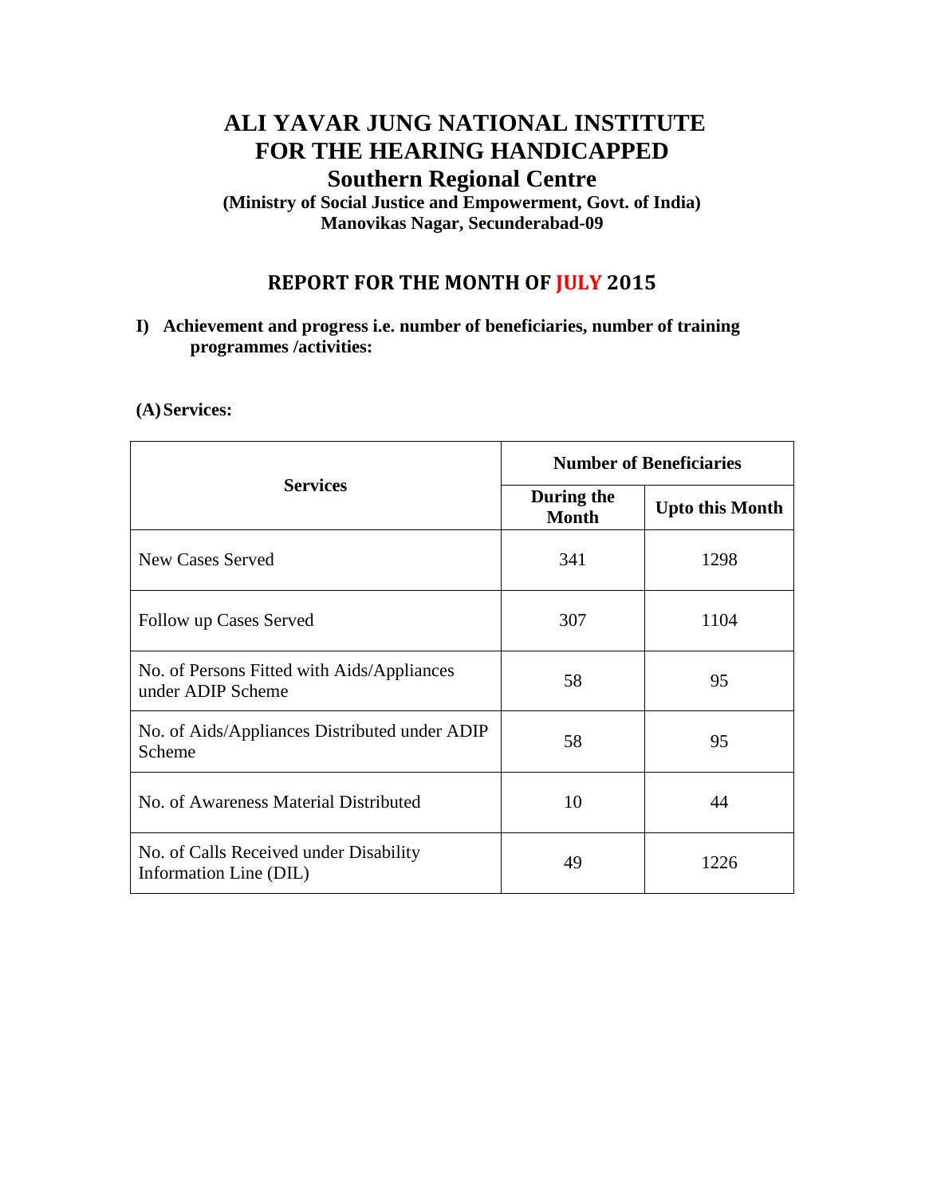# ALI YAVAR JUNG NATIONAL INSTITUTE FOR THE HEARING HANDICAPPED

## Southern Regional Centre

**(Ministry of Social Justice and Empowerment, Govt. of India)**
**Manovikas Nagar, Secunderabad-09**

## REPORT FOR THE MONTH OF JULY 2015

**I) Achievement and progress i.e. number of beneficiaries, number of training programmes /activities:**

**(A) Services:**

| Services | Number of Beneficiaries | |
|---|---|---|
| | During the Month | Upto this Month |
| New Cases Served | 341 | 1298 |
| Follow up Cases Served | 307 | 1104 |
| No. of Persons Fitted with Aids/Appliances under ADIP Scheme | 58 | 95 |
| No. of Aids/Appliances Distributed under ADIP Scheme | 58 | 95 |
| No. of Awareness Material Distributed | 10 | 44 |
| No. of Calls Received under Disability Information Line (DIL) | 49 | 1226 |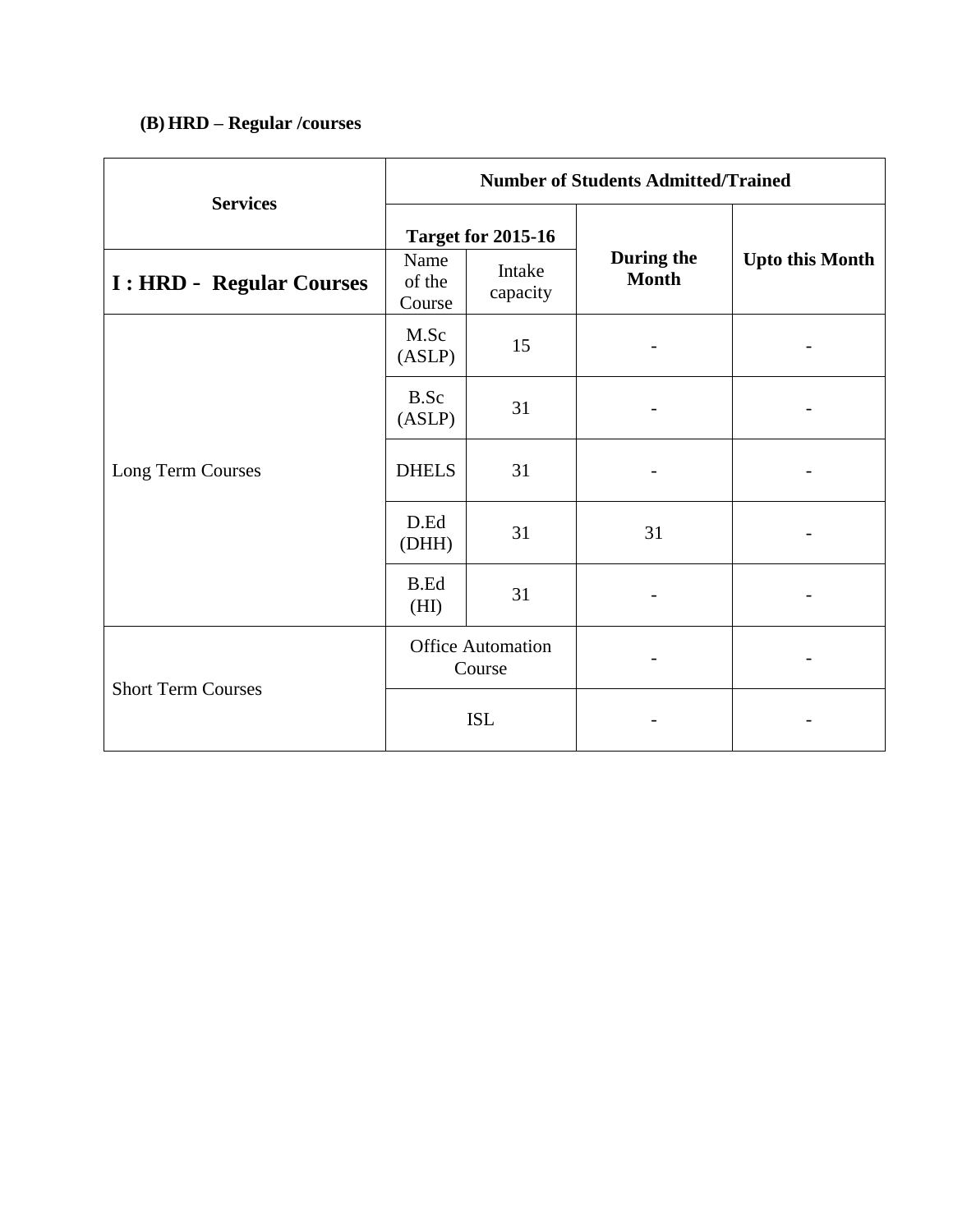**(B) HRD – Regular /courses**

| Services | Number of Students Admitted/Trained | | | |
|---|---|---|---|---|
| | Target for 2015-16 | | During the Month | Upto this Month |
| **I : HRD - Regular Courses** | Name of the Course | Intake capacity | | |
| Long Term Courses | M.Sc (ASLP) | 15 | - | - |
| | B.Sc (ASLP) | 31 | - | - |
| | DHELS | 31 | - | - |
| | D.Ed (DHH) | 31 | 31 | - |
| | B.Ed (HI) | 31 | - | - |
| Short Term Courses | Office Automation Course | | - | - |
| | ISL | | - | - |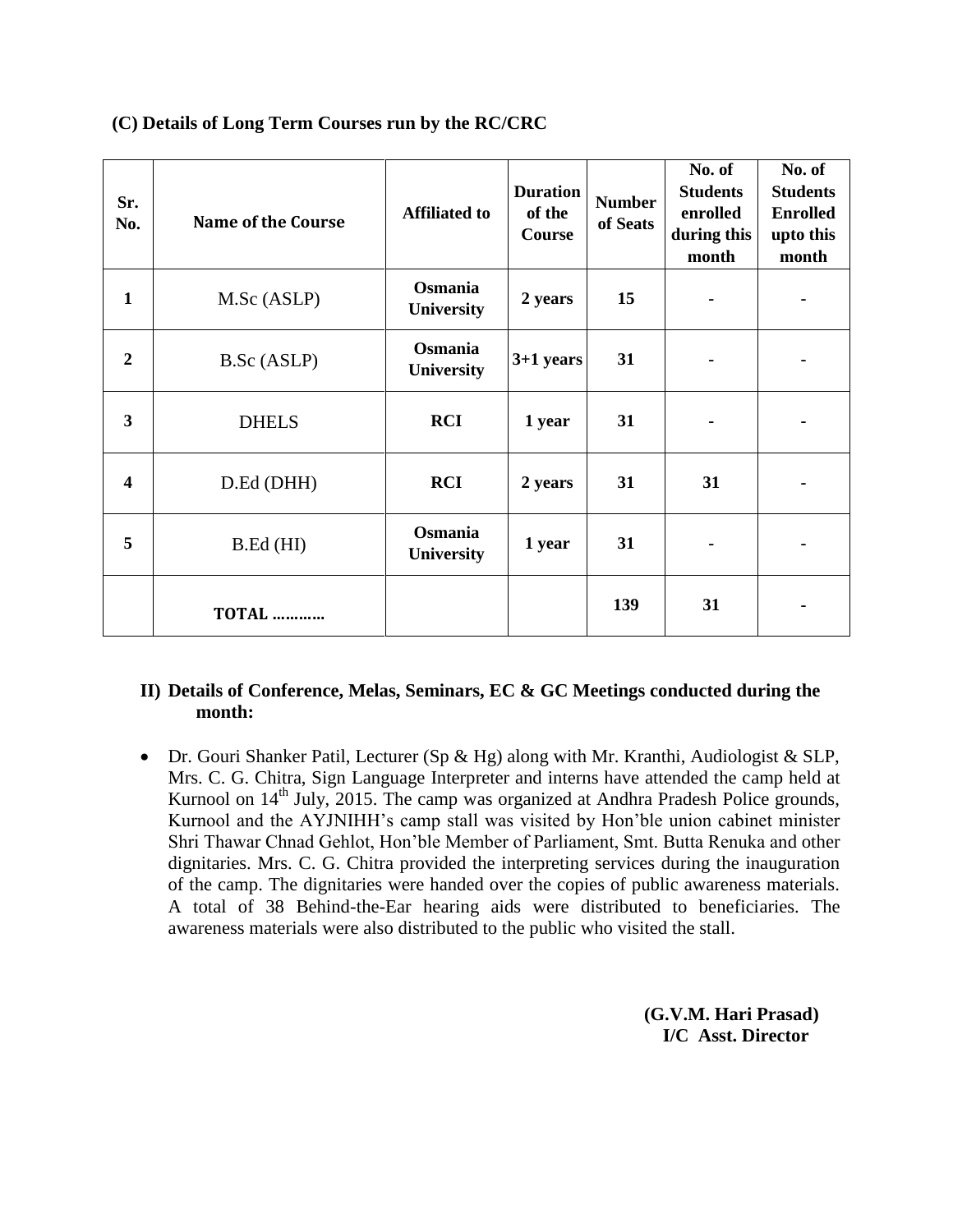### (C) Details of Long Term Courses run by the RC/CRC

| Sr. No. | Name of the Course | Affiliated to | Duration of the Course | Number of Seats | No. of Students enrolled during this month | No. of Students Enrolled upto this month |
|---|---|---|---|---|---|---|
| 1 | M.Sc (ASLP) | Osmania University | 2 years | 15 | - | - |
| 2 | B.Sc (ASLP) | Osmania University | 3+1 years | 31 | - | - |
| 3 | DHELS | RCI | 1 year | 31 | - | - |
| 4 | D.Ed (DHH) | RCI | 2 years | 31 | 31 | - |
| 5 | B.Ed (HI) | Osmania University | 1 year | 31 | - | - |
| | **TOTAL …………** | | | 139 | 31 | - |

### II) Details of Conference, Melas, Seminars, EC & GC Meetings conducted during the month:

- Dr. Gouri Shanker Patil, Lecturer (Sp & Hg) along with Mr. Kranthi, Audiologist & SLP, Mrs. C. G. Chitra, Sign Language Interpreter and interns have attended the camp held at Kurnool on 14th July, 2015. The camp was organized at Andhra Pradesh Police grounds, Kurnool and the AYJNIHH's camp stall was visited by Hon'ble union cabinet minister Shri Thawar Chnad Gehlot, Hon'ble Member of Parliament, Smt. Butta Renuka and other dignitaries. Mrs. C. G. Chitra provided the interpreting services during the inauguration of the camp. The dignitaries were handed over the copies of public awareness materials. A total of 38 Behind-the-Ear hearing aids were distributed to beneficiaries. The awareness materials were also distributed to the public who visited the stall.

**(G.V.M. Hari Prasad)**
**I/C Asst. Director**